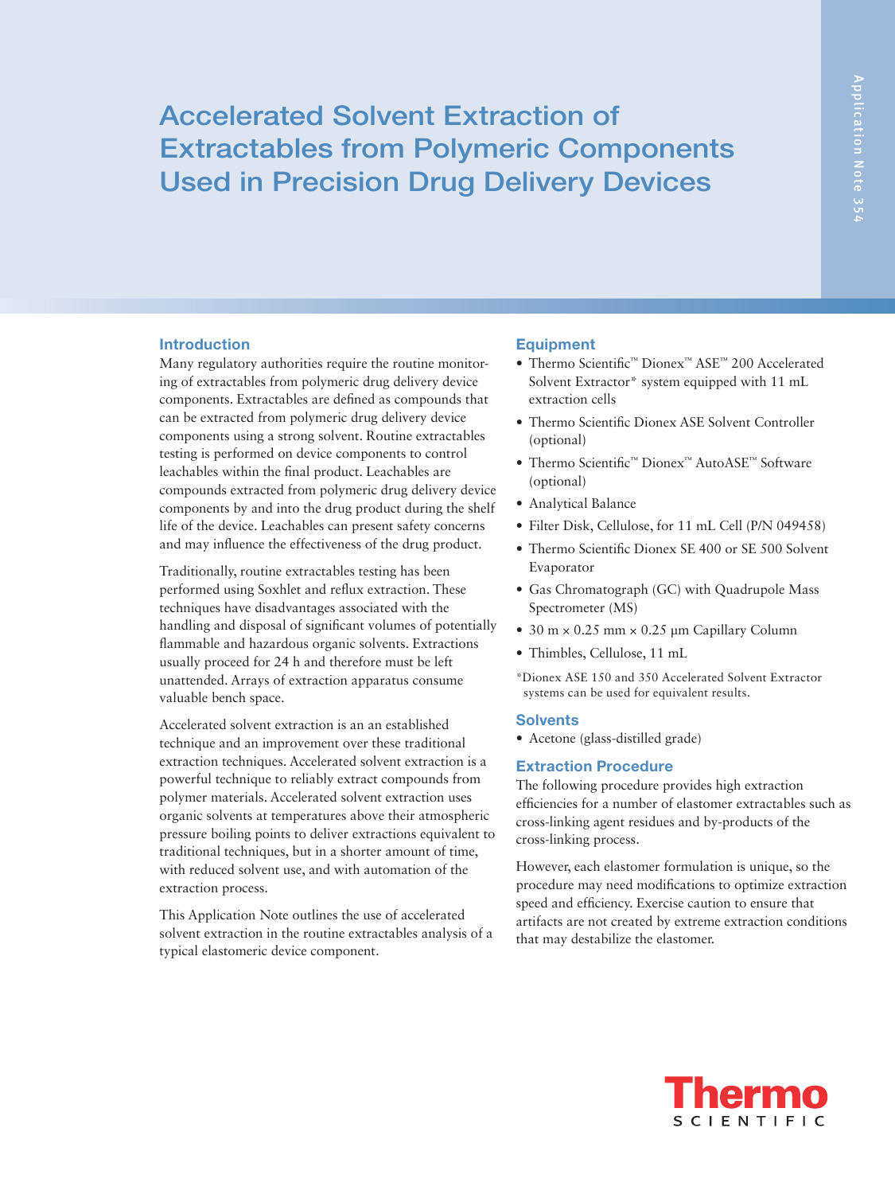# Accelerated Solvent Extraction of Extractables from Polymeric Components Used in Precision Drug Delivery Devices

## Introduction

Many regulatory authorities require the routine monitoring of extractables from polymeric drug delivery device components. Extractables are defined as compounds that can be extracted from polymeric drug delivery device components using a strong solvent. Routine extractables testing is performed on device components to control leachables within the final product. Leachables are compounds extracted from polymeric drug delivery device components by and into the drug product during the shelf life of the device. Leachables can present safety concerns and may influence the effectiveness of the drug product.

Traditionally, routine extractables testing has been performed using Soxhlet and reflux extraction. These techniques have disadvantages associated with the handling and disposal of significant volumes of potentially flammable and hazardous organic solvents. Extractions usually proceed for 24 h and therefore must be left unattended. Arrays of extraction apparatus consume valuable bench space.

Accelerated solvent extraction is an an established technique and an improvement over these traditional extraction techniques. Accelerated solvent extraction is a powerful technique to reliably extract compounds from polymer materials. Accelerated solvent extraction uses organic solvents at temperatures above their atmospheric pressure boiling points to deliver extractions equivalent to traditional techniques, but in a shorter amount of time, with reduced solvent use, and with automation of the extraction process.

This Application Note outlines the use of accelerated solvent extraction in the routine extractables analysis of a typical elastomeric device component.

## Equipment

- Thermo Scientific™ Dionex™ ASE™ 200 Accelerated Solvent Extractor* system equipped with 11 mL extraction cells
- Thermo Scientific Dionex ASE Solvent Controller (optional)
- Thermo Scientific™ Dionex™ AutoASE™ Software (optional)
- Analytical Balance
- Filter Disk, Cellulose, for 11 mL Cell (P/N 049458)
- Thermo Scientific Dionex SE 400 or SE 500 Solvent Evaporator
- Gas Chromatograph (GC) with Quadrupole Mass Spectrometer (MS)
- 30 m × 0.25 mm × 0.25 µm Capillary Column
- Thimbles, Cellulose, 11 mL

*Dionex ASE 150 and 350 Accelerated Solvent Extractor systems can be used for equivalent results.

## Solvents

- Acetone (glass-distilled grade)

## Extraction Procedure

The following procedure provides high extraction efficiencies for a number of elastomer extractables such as cross-linking agent residues and by-products of the cross-linking process.

However, each elastomer formulation is unique, so the procedure may need modifications to optimize extraction speed and efficiency. Exercise caution to ensure that artifacts are not created by extreme extraction conditions that may destabilize the elastomer.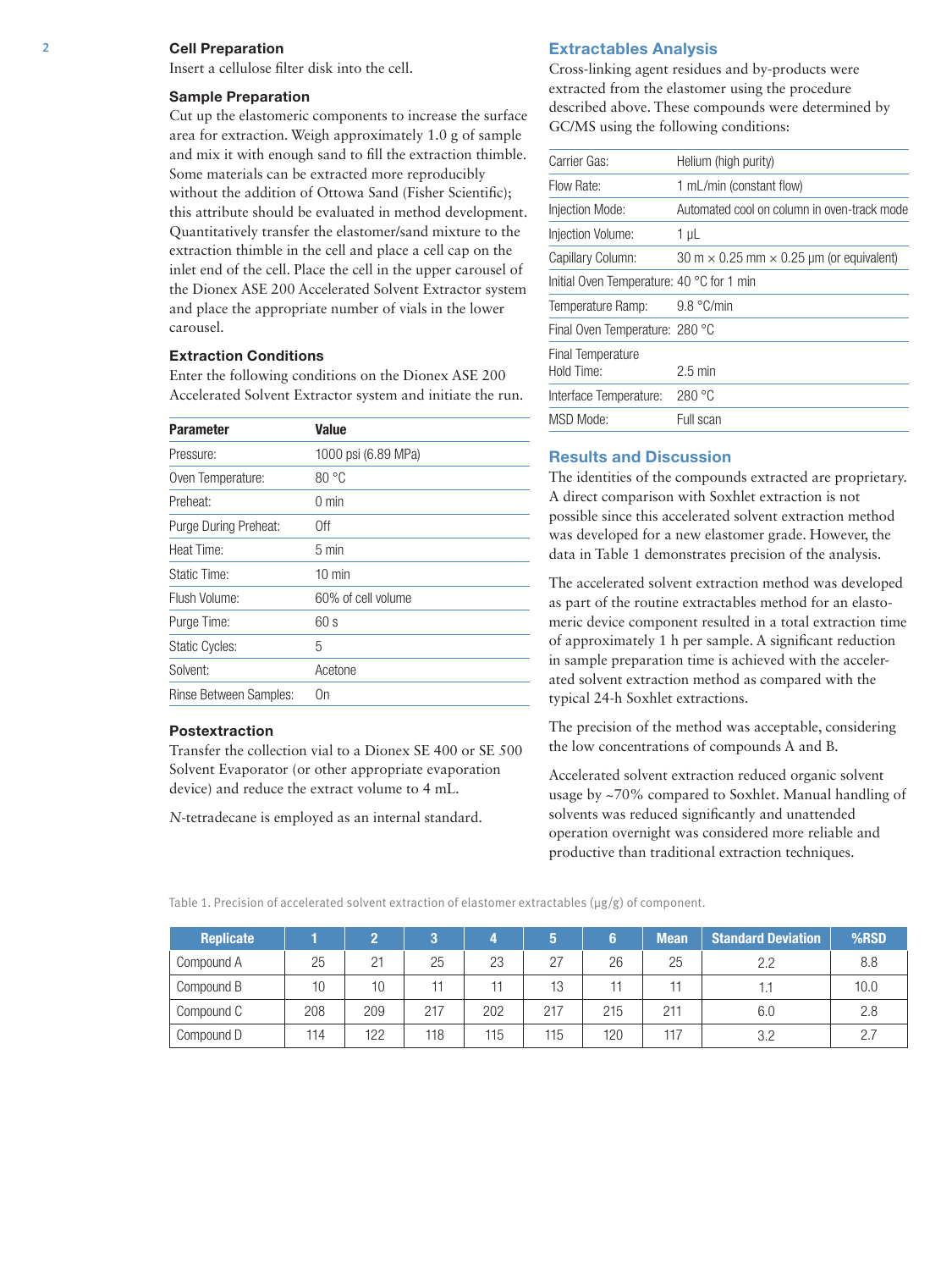### Cell Preparation

Insert a cellulose filter disk into the cell.

### Sample Preparation

Cut up the elastomeric components to increase the surface area for extraction. Weigh approximately 1.0 g of sample and mix it with enough sand to fill the extraction thimble. Some materials can be extracted more reproducibly without the addition of Ottowa Sand (Fisher Scientific); this attribute should be evaluated in method development. Quantitatively transfer the elastomer/sand mixture to the extraction thimble in the cell and place a cell cap on the inlet end of the cell. Place the cell in the upper carousel of the Dionex ASE 200 Accelerated Solvent Extractor system and place the appropriate number of vials in the lower carousel.

### Extraction Conditions

Enter the following conditions on the Dionex ASE 200 Accelerated Solvent Extractor system and initiate the run.

| Parameter | Value |
|---|---|
| Pressure: | 1000 psi (6.89 MPa) |
| Oven Temperature: | 80 °C |
| Preheat: | 0 min |
| Purge During Preheat: | Off |
| Heat Time: | 5 min |
| Static Time: | 10 min |
| Flush Volume: | 60% of cell volume |
| Purge Time: | 60 s |
| Static Cycles: | 5 |
| Solvent: | Acetone |
| Rinse Between Samples: | On |

### Postextraction

Transfer the collection vial to a Dionex SE 400 or SE 500 Solvent Evaporator (or other appropriate evaporation device) and reduce the extract volume to 4 mL.

*N*-tetradecane is employed as an internal standard.

## Extractables Analysis

Cross-linking agent residues and by-products were extracted from the elastomer using the procedure described above. These compounds were determined by GC/MS using the following conditions:

| | |
|---|---|
| Carrier Gas: | Helium (high purity) |
| Flow Rate: | 1 mL/min (constant flow) |
| Injection Mode: | Automated cool on column in oven-track mode |
| Injection Volume: | 1 µL |
| Capillary Column: | 30 m × 0.25 mm × 0.25 µm (or equivalent) |
| Initial Oven Temperature: | 40 °C for 1 min |
| Temperature Ramp: | 9.8 °C/min |
| Final Oven Temperature: | 280 °C |
| Final Temperature Hold Time: | 2.5 min |
| Interface Temperature: | 280 °C |
| MSD Mode: | Full scan |

## Results and Discussion

The identities of the compounds extracted are proprietary. A direct comparison with Soxhlet extraction is not possible since this accelerated solvent extraction method was developed for a new elastomer grade. However, the data in Table 1 demonstrates precision of the analysis.

The accelerated solvent extraction method was developed as part of the routine extractables method for an elastomeric device component resulted in a total extraction time of approximately 1 h per sample. A significant reduction in sample preparation time is achieved with the accelerated solvent extraction method as compared with the typical 24-h Soxhlet extractions.

The precision of the method was acceptable, considering the low concentrations of compounds A and B.

Accelerated solvent extraction reduced organic solvent usage by ~70% compared to Soxhlet. Manual handling of solvents was reduced significantly and unattended operation overnight was considered more reliable and productive than traditional extraction techniques.

Table 1. Precision of accelerated solvent extraction of elastomer extractables (µg/g) of component.

| Replicate | 1 | 2 | 3 | 4 | 5 | 6 | Mean | Standard Deviation | %RSD |
|---|---|---|---|---|---|---|---|---|---|
| Compound A | 25 | 21 | 25 | 23 | 27 | 26 | 25 | 2.2 | 8.8 |
| Compound B | 10 | 10 | 11 | 11 | 13 | 11 | 11 | 1.1 | 10.0 |
| Compound C | 208 | 209 | 217 | 202 | 217 | 215 | 211 | 6.0 | 2.8 |
| Compound D | 114 | 122 | 118 | 115 | 115 | 120 | 117 | 3.2 | 2.7 |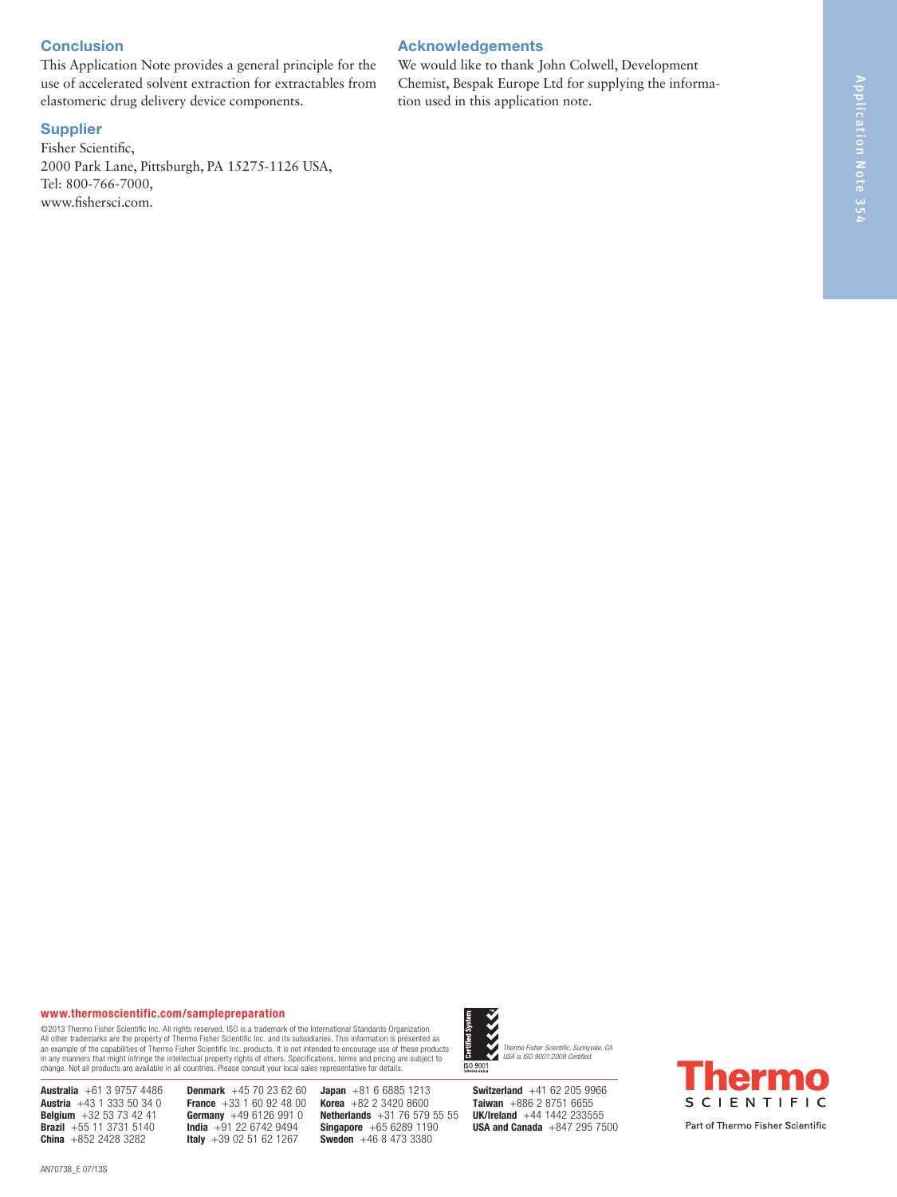## Conclusion

This Application Note provides a general principle for the use of accelerated solvent extraction for extractables from elastomeric drug delivery device components.

## Supplier

Fisher Scientific,
2000 Park Lane, Pittsburgh, PA 15275-1126 USA,
Tel: 800-766-7000,
www.fishersci.com.

## Acknowledgements

We would like to thank John Colwell, Development Chemist, Bespak Europe Ltd for supplying the information used in this application note.

**www.thermoscientific.com/samplepreparation**

©2013 Thermo Fisher Scientific Inc. All rights reserved. ISO is a trademark of the International Standards Organization. All other trademarks are the property of Thermo Fisher Scientific Inc. and its subsidiaries. This information is presented as an example of the capabilities of Thermo Fisher Scientific Inc. products. It is not intended to encourage use of these products in any manners that might infringe the intellectual property rights of others. Specifications, terms and pricing are subject to change. Not all products are available in all countries. Please consult your local sales representative for details.

*Thermo Fisher Scientific, Sunnyvale, CA USA is ISO 9001:2008 Certified.*

**Australia** +61 3 9757 4486
**Austria** +43 1 333 50 34 0
**Belgium** +32 53 73 42 41
**Brazil** +55 11 3731 5140
**China** +852 2428 3282
**Denmark** +45 70 23 62 60
**France** +33 1 60 92 48 00
**Germany** +49 6126 991 0
**India** +91 22 6742 9494
**Italy** +39 02 51 62 1267
**Japan** +81 6 6885 1213
**Korea** +82 2 3420 8600
**Netherlands** +31 76 579 55 55
**Singapore** +65 6289 1190
**Sweden** +46 8 473 3380
**Switzerland** +41 62 205 9966
**Taiwan** +886 2 8751 6655
**UK/Ireland** +44 1442 233555
**USA and Canada** +847 295 7500

Thermo SCIENTIFIC
Part of Thermo Fisher Scientific

AN70738_E 07/13S